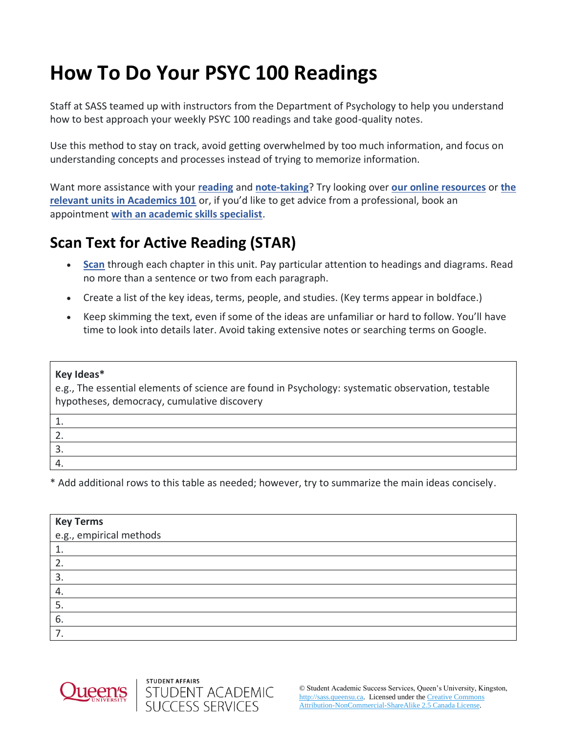# How To Do Your PSYC 100 Readings

Staff at SASS teamed up with instructors from the Department of Psychology to help you understand how to best approach your weekly PSYC 100 readings and take good-quality notes.

Use this method to stay on track, avoid getting overwhelmed by too much information, and focus on understanding concepts and processes instead of trying to memorize information.

Want more assistance with your **reading** and **note-taking**? Try looking over **our online resources** or **the relevant units in Academics 101** or, if you'd like to get advice from a professional, book an appointment **with an academic skills specialist**.

## Scan Text for Active Reading (STAR)

- **Scan** through each chapter in this unit. Pay particular attention to headings and diagrams. Read no more than a sentence or two from each paragraph.
- Create a list of the key ideas, terms, people, and studies. (Key terms appear in boldface.)
- Keep skimming the text, even if some of the ideas are unfamiliar or hard to follow. You'll have time to look into details later. Avoid taking extensive notes or searching terms on Google.

| **Key Ideas*** <br> e.g., The essential elements of science are found in Psychology: systematic observation, testable hypotheses, democracy, cumulative discovery |
|---|
| 1. |
| 2. |
| 3. |
| 4. |

* Add additional rows to this table as needed; however, try to summarize the main ideas concisely.

| **Key Terms** <br> e.g., empirical methods |
|---|
| 1. |
| 2. |
| 3. |
| 4. |
| 5. |
| 6. |
| 7. |

© Student Academic Success Services, Queen's University, Kingston, http://sass.queensu.ca. Licensed under the Creative Commons Attribution-NonCommercial-ShareAlike 2.5 Canada License.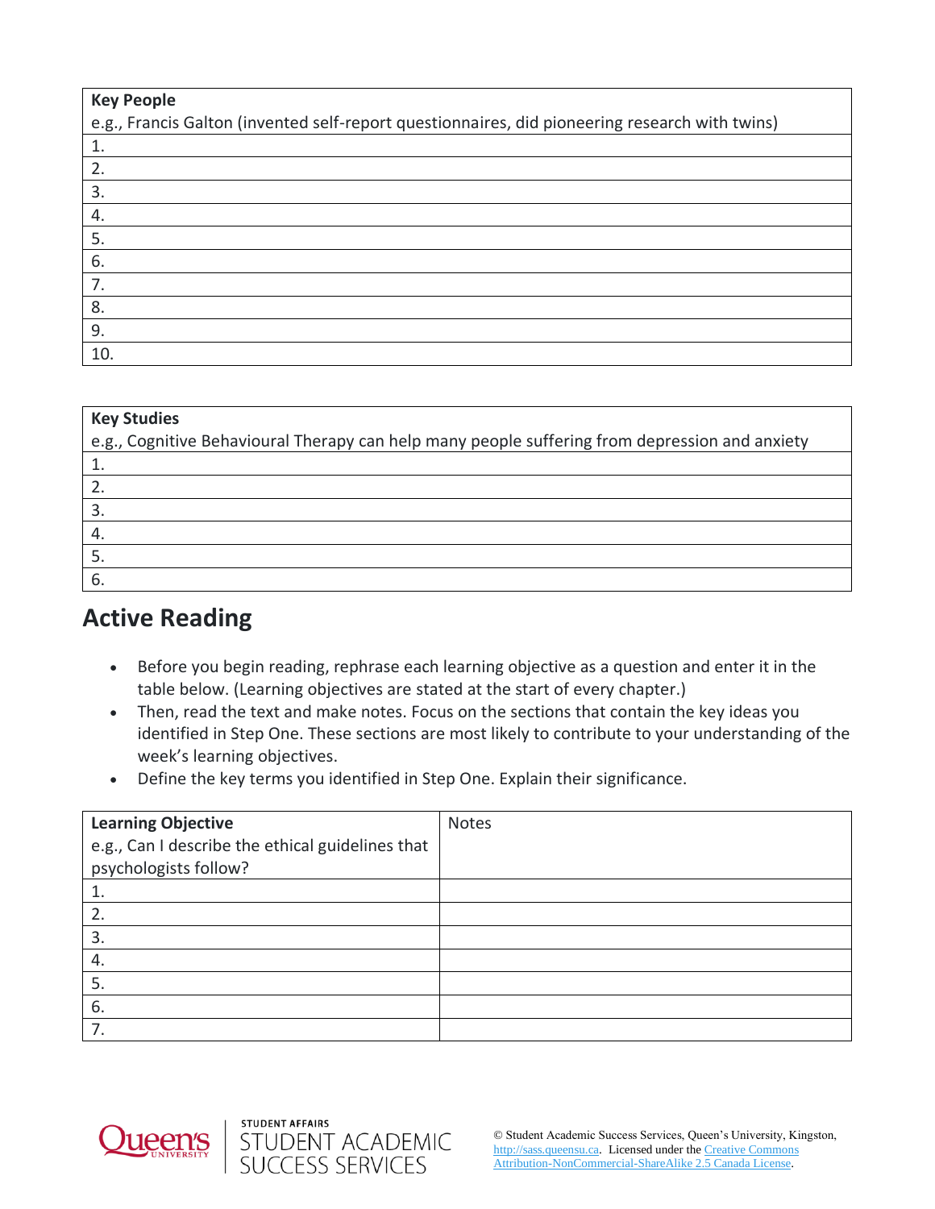| Key People |
|---|
| e.g., Francis Galton (invented self-report questionnaires, did pioneering research with twins) |
| 1. |
| 2. |
| 3. |
| 4. |
| 5. |
| 6. |
| 7. |
| 8. |
| 9. |
| 10. |

| Key Studies |
|---|
| e.g., Cognitive Behavioural Therapy can help many people suffering from depression and anxiety |
| 1. |
| 2. |
| 3. |
| 4. |
| 5. |
| 6. |

## Active Reading

- Before you begin reading, rephrase each learning objective as a question and enter it in the table below. (Learning objectives are stated at the start of every chapter.)
- Then, read the text and make notes. Focus on the sections that contain the key ideas you identified in Step One. These sections are most likely to contribute to your understanding of the week's learning objectives.
- Define the key terms you identified in Step One. Explain their significance.

| Learning Objective<br>e.g., Can I describe the ethical guidelines that psychologists follow? | Notes |
|---|---|
| 1. | |
| 2. | |
| 3. | |
| 4. | |
| 5. | |
| 6. | |
| 7. | |

© Student Academic Success Services, Queen's University, Kingston, http://sass.queensu.ca. Licensed under the Creative Commons Attribution-NonCommercial-ShareAlike 2.5 Canada License.